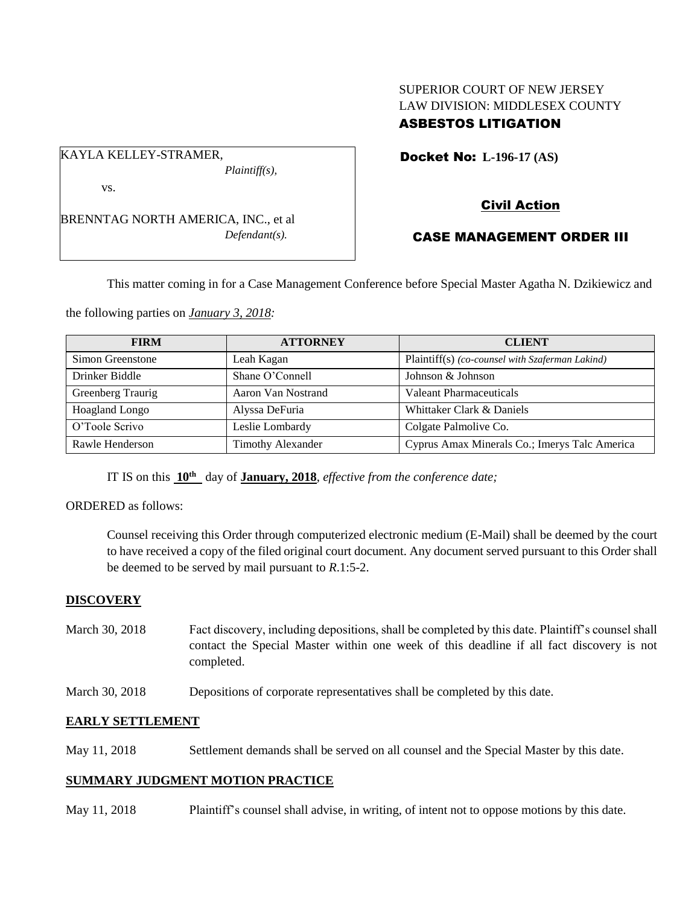SUPERIOR COURT OF NEW JERSEY
LAW DIVISION: MIDDLESEX COUNTY
**ASBESTOS LITIGATION**

KAYLA KELLEY-STRAMER,
*Plaintiff(s),*

vs.

BRENNTAG NORTH AMERICA, INC., et al
*Defendant(s).*

**Docket No: L-196-17 (AS)**

**Civil Action**

**CASE MANAGEMENT ORDER III**

This matter coming in for a Case Management Conference before Special Master Agatha N. Dzikiewicz and the following parties on ***January 3, 2018:***

| FIRM | ATTORNEY | CLIENT |
|---|---|---|
| Simon Greenstone | Leah Kagan | Plaintiff(s) *(co-counsel with Szaferman Lakind)* |
| Drinker Biddle | Shane O'Connell | Johnson & Johnson |
| Greenberg Traurig | Aaron Van Nostrand | Valeant Pharmaceuticals |
| Hoagland Longo | Alyssa DeFuria | Whittaker Clark & Daniels |
| O'Toole Scrivo | Leslie Lombardy | Colgate Palmolive Co. |
| Rawle Henderson | Timothy Alexander | Cyprus Amax Minerals Co.; Imerys Talc America |

IT IS on this **10th** day of **January, 2018**, *effective from the conference date;*

ORDERED as follows:

Counsel receiving this Order through computerized electronic medium (E-Mail) shall be deemed by the court to have received a copy of the filed original court document. Any document served pursuant to this Order shall be deemed to be served by mail pursuant to *R*.1:5-2.

## DISCOVERY

March 30, 2018 — Fact discovery, including depositions, shall be completed by this date. Plaintiff's counsel shall contact the Special Master within one week of this deadline if all fact discovery is not completed.

March 30, 2018 — Depositions of corporate representatives shall be completed by this date.

## EARLY SETTLEMENT

May 11, 2018 — Settlement demands shall be served on all counsel and the Special Master by this date.

## SUMMARY JUDGMENT MOTION PRACTICE

May 11, 2018 — Plaintiff's counsel shall advise, in writing, of intent not to oppose motions by this date.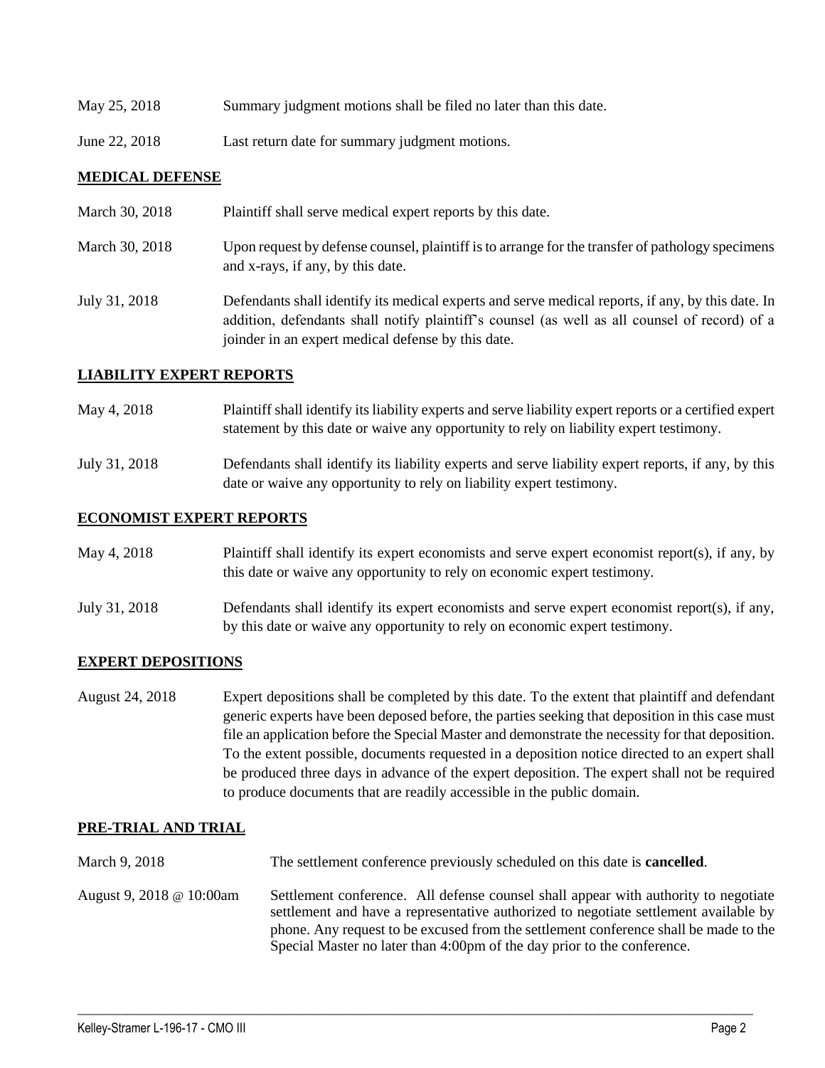| | |
|---|---|
| May 25, 2018 | Summary judgment motions shall be filed no later than this date. |
| June 22, 2018 | Last return date for summary judgment motions. |

## **MEDICAL DEFENSE**

| | |
|---|---|
| March 30, 2018 | Plaintiff shall serve medical expert reports by this date. |
| March 30, 2018 | Upon request by defense counsel, plaintiff is to arrange for the transfer of pathology specimens and x-rays, if any, by this date. |
| July 31, 2018 | Defendants shall identify its medical experts and serve medical reports, if any, by this date. In addition, defendants shall notify plaintiff's counsel (as well as all counsel of record) of a joinder in an expert medical defense by this date. |

## **LIABILITY EXPERT REPORTS**

| | |
|---|---|
| May 4, 2018 | Plaintiff shall identify its liability experts and serve liability expert reports or a certified expert statement by this date or waive any opportunity to rely on liability expert testimony. |
| July 31, 2018 | Defendants shall identify its liability experts and serve liability expert reports, if any, by this date or waive any opportunity to rely on liability expert testimony. |

## **ECONOMIST EXPERT REPORTS**

| | |
|---|---|
| May 4, 2018 | Plaintiff shall identify its expert economists and serve expert economist report(s), if any, by this date or waive any opportunity to rely on economic expert testimony. |
| July 31, 2018 | Defendants shall identify its expert economists and serve expert economist report(s), if any, by this date or waive any opportunity to rely on economic expert testimony. |

## **EXPERT DEPOSITIONS**

| | |
|---|---|
| August 24, 2018 | Expert depositions shall be completed by this date. To the extent that plaintiff and defendant generic experts have been deposed before, the parties seeking that deposition in this case must file an application before the Special Master and demonstrate the necessity for that deposition. To the extent possible, documents requested in a deposition notice directed to an expert shall be produced three days in advance of the expert deposition. The expert shall not be required to produce documents that are readily accessible in the public domain. |

## **PRE-TRIAL AND TRIAL**

| | |
|---|---|
| March 9, 2018 | The settlement conference previously scheduled on this date is **cancelled**. |
| August 9, 2018 @ 10:00am | Settlement conference. All defense counsel shall appear with authority to negotiate settlement and have a representative authorized to negotiate settlement available by phone. Any request to be excused from the settlement conference shall be made to the Special Master no later than 4:00pm of the day prior to the conference. |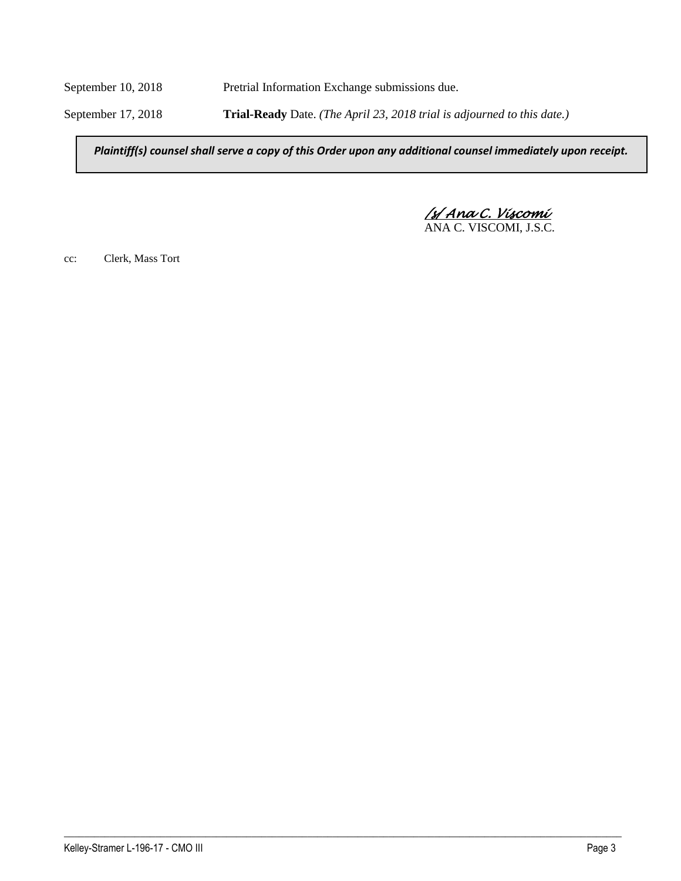| | |
|---|---|
| September 10, 2018 | Pretrial Information Exchange submissions due. |
| September 17, 2018 | **Trial-Ready** Date. *(The April 23, 2018 trial is adjourned to this date.)* |

***Plaintiff(s) counsel shall serve a copy of this Order upon any additional counsel immediately upon receipt.***

*/s/ Ana C. Viscomi*
ANA C. VISCOMI, J.S.C.

cc: Clerk, Mass Tort